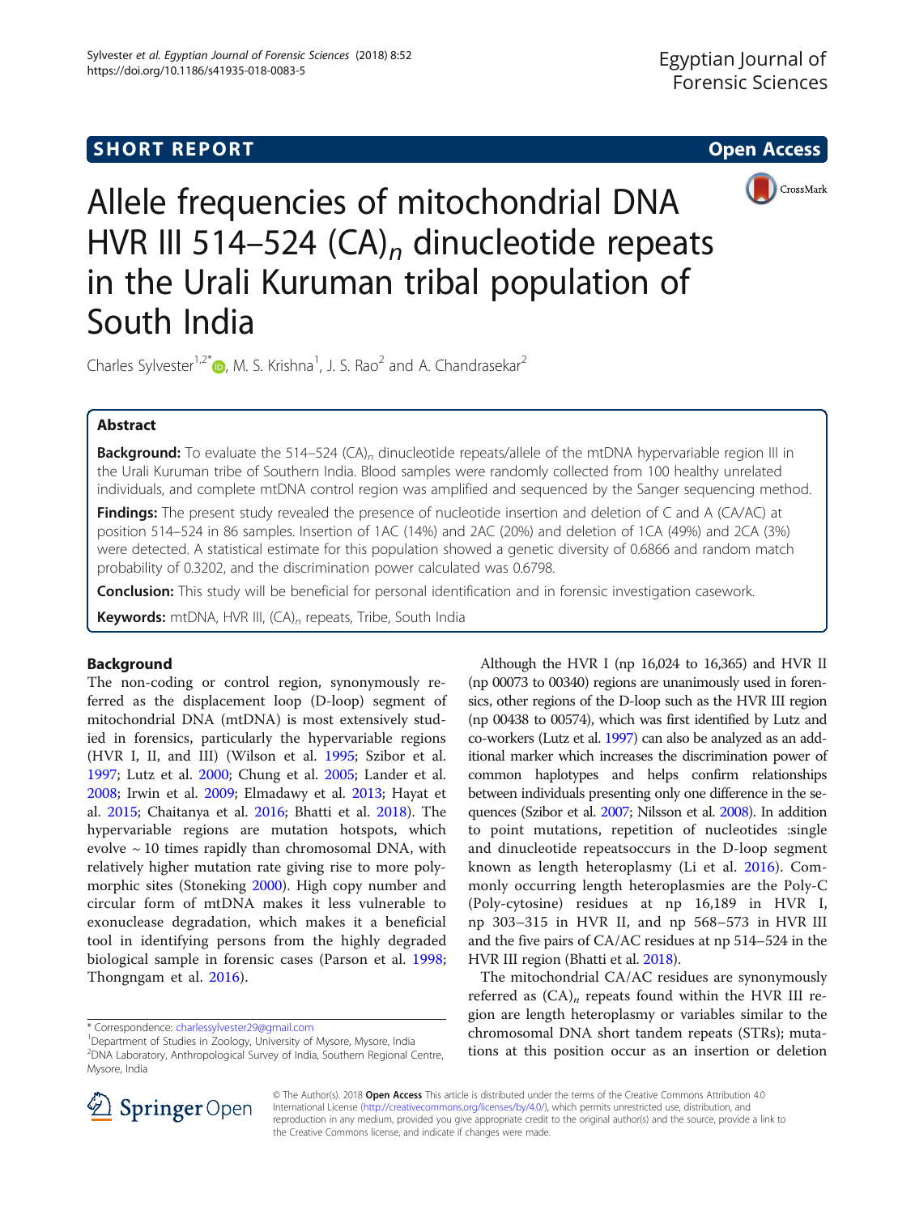SHORT REPORT

Open Access

# Allele frequencies of mitochondrial DNA HVR III 514–524 $(CA)_n$ dinucleotide repeats in the Urali Kuruman tribal population of South India

Charles Sylvester[1,2*], M. S. Krishna[1], J. S. Rao[2] and A. Chandrasekar[2]

## Abstract

**Background:** To evaluate the 514–524 $(CA)_n$ dinucleotide repeats/allele of the mtDNA hypervariable region III in the Urali Kuruman tribe of Southern India. Blood samples were randomly collected from 100 healthy unrelated individuals, and complete mtDNA control region was amplified and sequenced by the Sanger sequencing method.

**Findings:** The present study revealed the presence of nucleotide insertion and deletion of C and A (CA/AC) at position 514–524 in 86 samples. Insertion of 1AC (14%) and 2AC (20%) and deletion of 1CA (49%) and 2CA (3%) were detected. A statistical estimate for this population showed a genetic diversity of 0.6866 and random match probability of 0.3202, and the discrimination power calculated was 0.6798.

**Conclusion:** This study will be beneficial for personal identification and in forensic investigation casework.

**Keywords:** mtDNA, HVR III, $(CA)_n$ repeats, Tribe, South India

## Background

The non-coding or control region, synonymously referred as the displacement loop (D-loop) segment of mitochondrial DNA (mtDNA) is most extensively studied in forensics, particularly the hypervariable regions (HVR I, II, and III) (Wilson et al. 1995; Szibor et al. 1997; Lutz et al. 2000; Chung et al. 2005; Lander et al. 2008; Irwin et al. 2009; Elmadawy et al. 2013; Hayat et al. 2015; Chaitanya et al. 2016; Bhatti et al. 2018). The hypervariable regions are mutation hotspots, which evolve ~ 10 times rapidly than chromosomal DNA, with relatively higher mutation rate giving rise to more polymorphic sites (Stoneking 2000). High copy number and circular form of mtDNA makes it less vulnerable to exonuclease degradation, which makes it a beneficial tool in identifying persons from the highly degraded biological sample in forensic cases (Parson et al. 1998; Thongngam et al. 2016).

Although the HVR I (np 16,024 to 16,365) and HVR II (np 00073 to 00340) regions are unanimously used in forensics, other regions of the D-loop such as the HVR III region (np 00438 to 00574), which was first identified by Lutz and co-workers (Lutz et al. 1997) can also be analyzed as an additional marker which increases the discrimination power of common haplotypes and helps confirm relationships between individuals presenting only one difference in the sequences (Szibor et al. 2007; Nilsson et al. 2008). In addition to point mutations, repetition of nucleotides :single and dinucleotide repeatsoccurs in the D-loop segment known as length heteroplasmy (Li et al. 2016). Commonly occurring length heteroplasmies are the Poly-C (Poly-cytosine) residues at np 16,189 in HVR I, np 303–315 in HVR II, and np 568–573 in HVR III and the five pairs of CA/AC residues at np 514–524 in the HVR III region (Bhatti et al. 2018).

The mitochondrial CA/AC residues are synonymously referred as $(CA)_n$ repeats found within the HVR III region are length heteroplasmy or variables similar to the chromosomal DNA short tandem repeats (STRs); mutations at this position occur as an insertion or deletion

* Correspondence: charlessylvester29@gmail.com
[1]Department of Studies in Zoology, University of Mysore, Mysore, India
[2]DNA Laboratory, Anthropological Survey of India, Southern Regional Centre, Mysore, India

© The Author(s). 2018 **Open Access** This article is distributed under the terms of the Creative Commons Attribution 4.0 International License (http://creativecommons.org/licenses/by/4.0/), which permits unrestricted use, distribution, and reproduction in any medium, provided you give appropriate credit to the original author(s) and the source, provide a link to the Creative Commons license, and indicate if changes were made.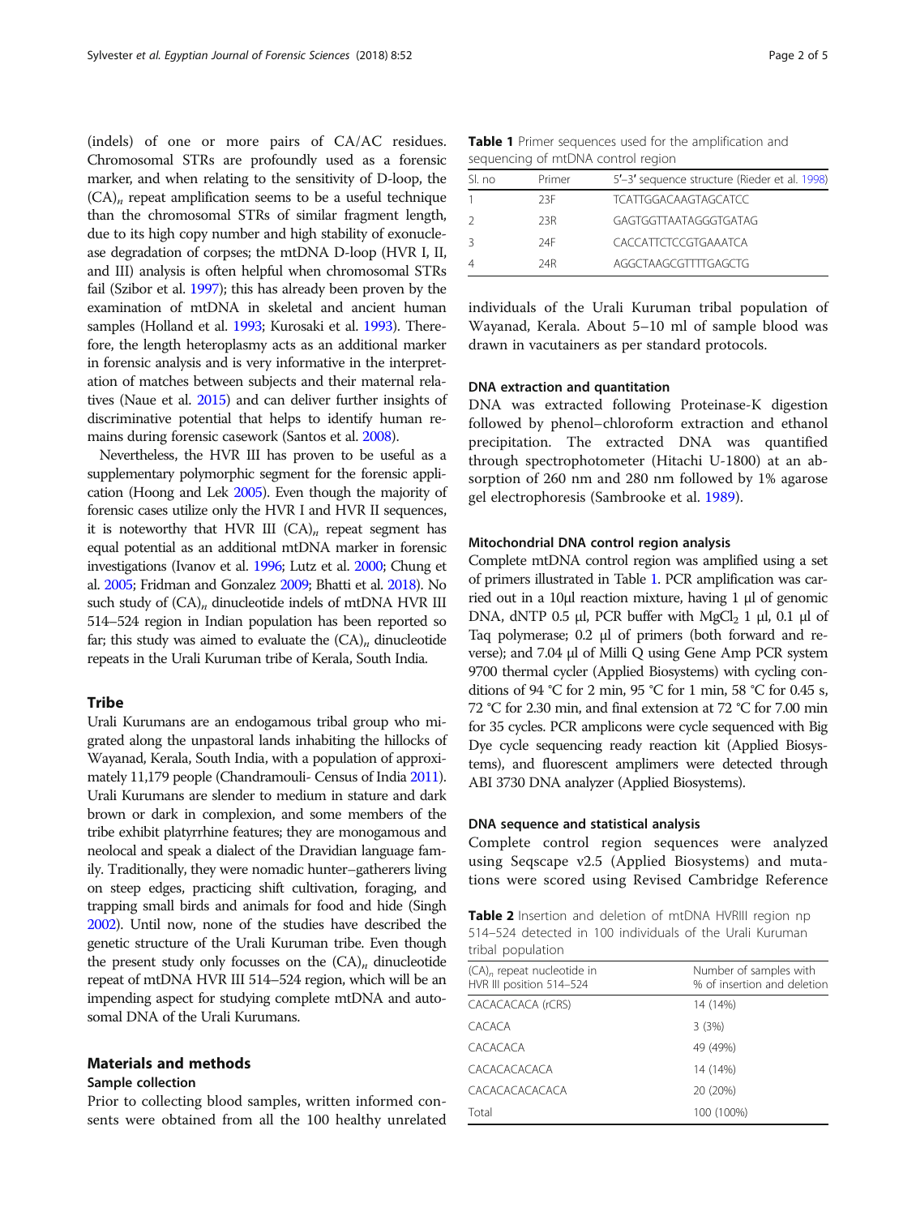(indels) of one or more pairs of CA/AC residues. Chromosomal STRs are profoundly used as a forensic marker, and when relating to the sensitivity of D-loop, the $(CA)_n$ repeat amplification seems to be a useful technique than the chromosomal STRs of similar fragment length, due to its high copy number and high stability of exonuclease degradation of corpses; the mtDNA D-loop (HVR I, II, and III) analysis is often helpful when chromosomal STRs fail (Szibor et al. 1997); this has already been proven by the examination of mtDNA in skeletal and ancient human samples (Holland et al. 1993; Kurosaki et al. 1993). Therefore, the length heteroplasmy acts as an additional marker in forensic analysis and is very informative in the interpretation of matches between subjects and their maternal relatives (Naue et al. 2015) and can deliver further insights of discriminative potential that helps to identify human remains during forensic casework (Santos et al. 2008).

Nevertheless, the HVR III has proven to be useful as a supplementary polymorphic segment for the forensic application (Hoong and Lek 2005). Even though the majority of forensic cases utilize only the HVR I and HVR II sequences, it is noteworthy that HVR III $(CA)_n$ repeat segment has equal potential as an additional mtDNA marker in forensic investigations (Ivanov et al. 1996; Lutz et al. 2000; Chung et al. 2005; Fridman and Gonzalez 2009; Bhatti et al. 2018). No such study of $(CA)_n$ dinucleotide indels of mtDNA HVR III 514–524 region in Indian population has been reported so far; this study was aimed to evaluate the $(CA)_n$ dinucleotide repeats in the Urali Kuruman tribe of Kerala, South India.

## Tribe

Urali Kurumans are an endogamous tribal group who migrated along the unpastoral lands inhabiting the hillocks of Wayanad, Kerala, South India, with a population of approximately 11,179 people (Chandramouli- Census of India 2011). Urali Kurumans are slender to medium in stature and dark brown or dark in complexion, and some members of the tribe exhibit platyrrhine features; they are monogamous and neolocal and speak a dialect of the Dravidian language family. Traditionally, they were nomadic hunter–gatherers living on steep edges, practicing shift cultivation, foraging, and trapping small birds and animals for food and hide (Singh 2002). Until now, none of the studies have described the genetic structure of the Urali Kuruman tribe. Even though the present study only focusses on the $(CA)_n$ dinucleotide repeat of mtDNA HVR III 514–524 region, which will be an impending aspect for studying complete mtDNA and autosomal DNA of the Urali Kurumans.

## Materials and methods

### Sample collection

Prior to collecting blood samples, written informed consents were obtained from all the 100 healthy unrelated individuals of the Urali Kuruman tribal population of Wayanad, Kerala. About 5–10 ml of sample blood was drawn in vacutainers as per standard protocols.

**Table 1** Primer sequences used for the amplification and sequencing of mtDNA control region

| Sl. no | Primer | 5′–3′ sequence structure (Rieder et al. 1998) |
|---|---|---|
| 1 | 23F | TCATTGGACAAGTAGCATCC |
| 2 | 23R | GAGTGGTTAATAGGGTGATAG |
| 3 | 24F | CACCATTCTCCGTGAAATCA |
| 4 | 24R | AGGCTAAGCGTTTTGAGCTG |

### DNA extraction and quantitation

DNA was extracted following Proteinase-K digestion followed by phenol–chloroform extraction and ethanol precipitation. The extracted DNA was quantified through spectrophotometer (Hitachi U-1800) at an absorption of 260 nm and 280 nm followed by 1% agarose gel electrophoresis (Sambrooke et al. 1989).

### Mitochondrial DNA control region analysis

Complete mtDNA control region was amplified using a set of primers illustrated in Table 1. PCR amplification was carried out in a 10μl reaction mixture, having 1 μl of genomic DNA, dNTP 0.5 μl, PCR buffer with $MgCl_2$ 1 μl, 0.1 μl of Taq polymerase; 0.2 μl of primers (both forward and reverse); and 7.04 μl of Milli Q using Gene Amp PCR system 9700 thermal cycler (Applied Biosystems) with cycling conditions of 94 °C for 2 min, 95 °C for 1 min, 58 °C for 0.45 s, 72 °C for 2.30 min, and final extension at 72 °C for 7.00 min for 35 cycles. PCR amplicons were cycle sequenced with Big Dye cycle sequencing ready reaction kit (Applied Biosystems), and fluorescent amplimers were detected through ABI 3730 DNA analyzer (Applied Biosystems).

### DNA sequence and statistical analysis

Complete control region sequences were analyzed using Seqscape v2.5 (Applied Biosystems) and mutations were scored using Revised Cambridge Reference

**Table 2** Insertion and deletion of mtDNA HVRIII region np 514–524 detected in 100 individuals of the Urali Kuruman tribal population

| $(CA)_n$ repeat nucleotide in HVR III position 514–524 | Number of samples with % of insertion and deletion |
|---|---|
| CACACACACA (rCRS) | 14 (14%) |
| CACACA | 3 (3%) |
| CACACACA | 49 (49%) |
| CACACACACACA | 14 (14%) |
| CACACACACACACA | 20 (20%) |
| Total | 100 (100%) |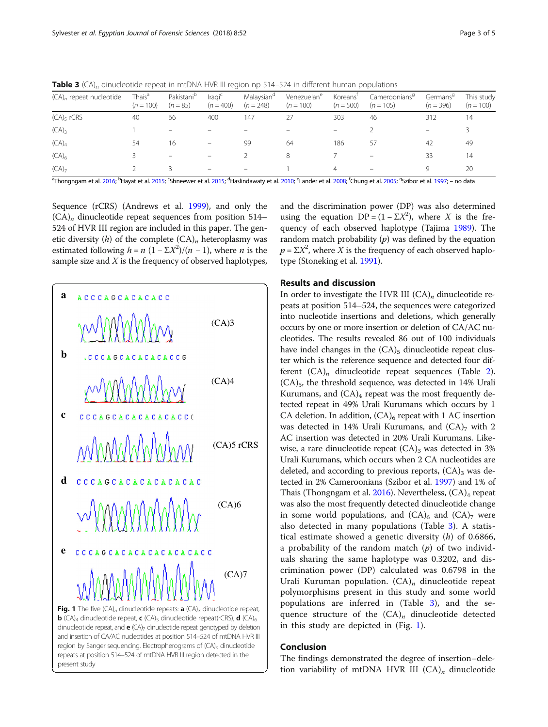**Table 3** $(CA)_n$ dinucleotide repeat in mtDNA HVR III region np 514–524 in different human populations

| $(CA)_n$ repeat nucleotide | Thais[a] ($n = 100$) | Pakistani[b] ($n = 85$) | Iraqi[c] ($n = 400$) | Malaysian[d] ($n = 248$) | Venezuelan[e] ($n = 100$) | Koreans[f] ($n = 500$) | Cameroonians[g] ($n = 105$) | Germans[g] ($n = 396$) | This study ($n = 100$) |
|---|---|---|---|---|---|---|---|---|---|
| $(CA)_5$ rCRS | 40 | 66 | 400 | 147 | 27 | 303 | 46 | 312 | 14 |
| $(CA)_3$ | 1 | – | – | – | – | – | 2 | – | 3 |
| $(CA)_4$ | 54 | 16 | – | 99 | 64 | 186 | 57 | 42 | 49 |
| $(CA)_6$ | 3 | – | – | 2 | 8 | 7 | – | 33 | 14 |
| $(CA)_7$ | 2 | 3 | – | – | 1 | 4 | – | 9 | 20 |

[a]Thongngam et al. 2016; [b]Hayat et al. 2015; [c]Shneewer et al. 2015; [d]Haslindawaty et al. 2010; [e]Lander et al. 2008; [f]Chung et al. 2005; [g]Szibor et al. 1997; – no data

Sequence (rCRS) (Andrews et al. 1999), and only the $(CA)_n$ dinucleotide repeat sequences from position 514–524 of HVR III region are included in this paper. The genetic diversity ($h$) of the complete $(CA)_n$ heteroplasmy was estimated following $h = n\,(1 - \Sigma X^2)/(n - 1)$, where $n$ is the sample size and $X$ is the frequency of observed haplotypes, and the discrimination power (DP) was also determined using the equation $DP = (1 - \Sigma X^2)$, where $X$ is the frequency of each observed haplotype (Tajima 1989). The random match probability ($p$) was defined by the equation $p = \Sigma X^2$, where $X$ is the frequency of each observed haplotype (Stoneking et al. 1991).

**Fig. 1** The five $(CA)_n$ dinucleotide repeats: **a** $(CA)_3$ dinucleotide repeat, **b** $(CA)_4$ dinucleotide repeat, **c** $(CA)_5$ dinucleotide repeat(rCRS), **d** $(CA)_6$ dinucleotide repeat, and **e** $(CA)_7$ dinucleotide repeat genotyped by deletion and insertion of CA/AC nucleotides at position 514–524 of mtDNA HVR III region by Sanger sequencing. Electropherograms of $(CA)_n$ dinucleotide repeats at position 514–524 of mtDNA HVR III region detected in the present study

## Results and discussion

In order to investigate the HVR III $(CA)_n$ dinucleotide repeats at position 514–524, the sequences were categorized into nucleotide insertions and deletions, which generally occurs by one or more insertion or deletion of CA/AC nucleotides. The results revealed 86 out of 100 individuals have indel changes in the $(CA)_5$ dinucleotide repeat cluster which is the reference sequence and detected four different $(CA)_n$ dinucleotide repeat sequences (Table 2). $(CA)_5$, the threshold sequence, was detected in 14% Urali Kurumans, and $(CA)_4$ repeat was the most frequently detected repeat in 49% Urali Kurumans which occurs by 1 CA deletion. In addition, $(CA)_6$ repeat with 1 AC insertion was detected in 14% Urali Kurumans, and $(CA)_7$ with 2 AC insertion was detected in 20% Urali Kurumans. Likewise, a rare dinucleotide repeat $(CA)_3$ was detected in 3% Urali Kurumans, which occurs when 2 CA nucleotides are deleted, and according to previous reports, $(CA)_3$ was detected in 2% Cameroonians (Szibor et al. 1997) and 1% of Thais (Thongngam et al. 2016). Nevertheless, $(CA)_4$ repeat was also the most frequently detected dinucleotide change in some world populations, and $(CA)_6$ and $(CA)_7$ were also detected in many populations (Table 3). A statistical estimate showed a genetic diversity ($h$) of 0.6866, a probability of the random match ($p$) of two individuals sharing the same haplotype was 0.3202, and discrimination power (DP) calculated was 0.6798 in the Urali Kuruman population. $(CA)_n$ dinucleotide repeat polymorphisms present in this study and some world populations are inferred in (Table 3), and the sequence structure of the $(CA)_n$ dinucleotide detected in this study are depicted in (Fig. 1).

## Conclusion

The findings demonstrated the degree of insertion–deletion variability of mtDNA HVR III $(CA)_n$ dinucleotide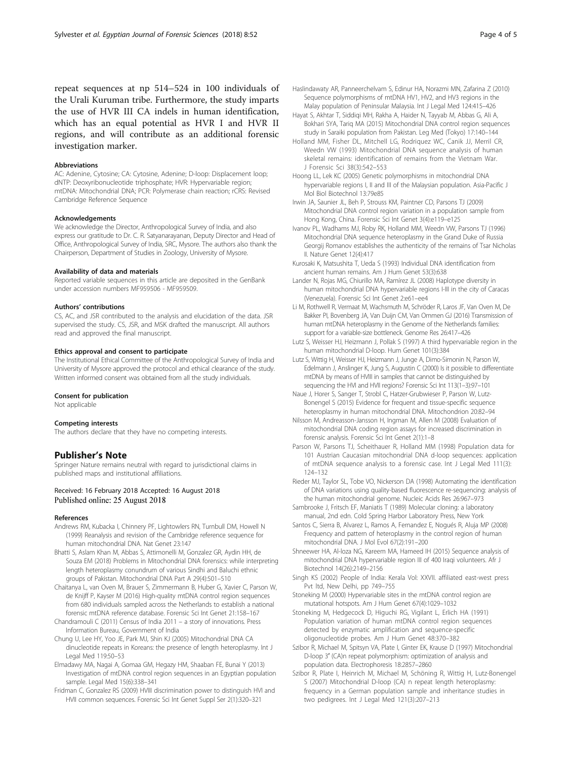repeat sequences at np 514–524 in 100 individuals of the Urali Kuruman tribe. Furthermore, the study imparts the use of HVR III CA indels in human identification, which has an equal potential as HVR I and HVR II regions, and will contribute as an additional forensic investigation marker.

#### Abbreviations

AC: Adenine, Cytosine; CA: Cytosine, Adenine; D-loop: Displacement loop; dNTP: Deoxyribonucleotide triphosphate; HVR: Hypervariable region; mtDNA: Mitochondrial DNA; PCR: Polymerase chain reaction; rCRS: Revised Cambridge Reference Sequence

#### Acknowledgements

We acknowledge the Director, Anthropological Survey of India, and also express our gratitude to Dr. C. R. Satyanarayanan, Deputy Director and Head of Office, Anthropological Survey of India, SRC, Mysore. The authors also thank the Chairperson, Department of Studies in Zoology, University of Mysore.

#### Availability of data and materials

Reported variable sequences in this article are deposited in the GenBank under accession numbers MF959506 - MF959509.

#### Authors' contributions

CS, AC, and JSR contributed to the analysis and elucidation of the data. JSR supervised the study. CS, JSR, and MSK drafted the manuscript. All authors read and approved the final manuscript.

#### Ethics approval and consent to participate

The Institutional Ethical Committee of the Anthropological Survey of India and University of Mysore approved the protocol and ethical clearance of the study. Written informed consent was obtained from all the study individuals.

#### Consent for publication

Not applicable

#### Competing interests

The authors declare that they have no competing interests.

## Publisher's Note

Springer Nature remains neutral with regard to jurisdictional claims in published maps and institutional affiliations.

Received: 16 February 2018 Accepted: 16 August 2018
Published online: 25 August 2018

#### References

- Andrews RM, Kubacka I, Chinnery PF, Lightowlers RN, Turnbull DM, Howell N (1999) Reanalysis and revision of the Cambridge reference sequence for human mitochondrial DNA. Nat Genet 23:147
- Bhatti S, Aslam Khan M, Abbas S, Attimonelli M, Gonzalez GR, Aydin HH, de Souza EM (2018) Problems in Mitochondrial DNA forensics: while interpreting length heteroplasmy conundrum of various Sindhi and Baluchi ethnic groups of Pakistan. Mitochondrial DNA Part A 29(4):501–510
- Chaitanya L, van Oven M, Brauer S, Zimmermann B, Huber G, Xavier C, Parson W, de Knijff P, Kayser M (2016) High-quality mtDNA control region sequences from 680 individuals sampled across the Netherlands to establish a national forensic mtDNA reference database. Forensic Sci Int Genet 21:158–167
- Chandramouli C (2011) Census of India 2011 – a story of innovations. Press Information Bureau, Government of India
- Chung U, Lee HY, Yoo JE, Park MJ, Shin KJ (2005) Mitochondrial DNA CA dinucleotide repeats in Koreans: the presence of length heteroplasmy. Int J Legal Med 119:50–53
- Elmadawy MA, Nagai A, Gomaa GM, Hegazy HM, Shaaban FE, Bunai Y (2013) Investigation of mtDNA control region sequences in an Egyptian population sample. Legal Med 15(6):338–341
- Fridman C, Gonzalez RS (2009) HVIII discrimination power to distinguish HVI and HVII common sequences. Forensic Sci Int Genet Suppl Ser 2(1):320–321
- Haslindawaty AR, Panneerchelvam S, Edinur HA, Norazmi MN, Zafarina Z (2010) Sequence polymorphisms of mtDNA HV1, HV2, and HV3 regions in the Malay population of Peninsular Malaysia. Int J Legal Med 124:415–426
- Hayat S, Akhtar T, Siddiqi MH, Rakha A, Haider N, Tayyab M, Abbas G, Ali A, Bokhari SYA, Tariq MA (2015) Mitochondrial DNA control region sequences study in Saraiki population from Pakistan. Leg Med (Tokyo) 17:140–144
- Holland MM, Fisher DL, Mitchell LG, Rodriquez WC, Canik JJ, Merril CR, Weedn VW (1993) Mitochondrial DNA sequence analysis of human skeletal remains: identification of remains from the Vietnam War. J Forensic Sci 38(3):542–553
- Hoong LL, Lek KC (2005) Genetic polymorphisms in mitochondrial DNA hypervariable regions I, II and III of the Malaysian population. Asia-Pacific J Mol Biol Biotechnol 13:79e85
- Irwin JA, Saunier JL, Beh P, Strouss KM, Paintner CD, Parsons TJ (2009) Mitochondrial DNA control region variation in a population sample from Hong Kong, China. Forensic Sci Int Genet 3(4):e119–e125
- Ivanov PL, Wadhams MJ, Roby RK, Holland MM, Weedn VW, Parsons TJ (1996) Mitochondrial DNA sequence heteroplasmy in the Grand Duke of Russia Georgij Romanov establishes the authenticity of the remains of Tsar Nicholas II. Nature Genet 12(4):417
- Kurosaki K, Matsushita T, Ueda S (1993) Individual DNA identification from ancient human remains. Am J Hum Genet 53(3):638
- Lander N, Rojas MG, Chiurillo MA, Ramírez JL (2008) Haplotype diversity in human mitochondrial DNA hypervariable regions I-III in the city of Caracas (Venezuela). Forensic Sci Int Genet 2:e61–ee4
- Li M, Rothwell R, Vermaat M, Wachsmuth M, Schröder R, Laros JF, Van Oven M, De Bakker PI, Bovenberg JA, Van Duijn CM, Van Ommen GJ (2016) Transmission of human mtDNA heteroplasmy in the Genome of the Netherlands families: support for a variable-size bottleneck. Genome Res 26:417–426
- Lutz S, Weisser HJ, Heizmann J, Pollak S (1997) A third hypervariable region in the human mitochondrial D-loop. Hum Genet 101(3):384
- Lutz S, Wittig H, Weisser HJ, Heizmann J, Junge A, Dimo-Simonin N, Parson W, Edelmann J, Anslinger K, Jung S, Augustin C (2000) Is it possible to differentiate mtDNA by means of HVIII in samples that cannot be distinguished by sequencing the HVI and HVII regions? Forensic Sci Int 113(1–3):97–101
- Naue J, Horer S, Sanger T, Strobl C, Hatzer-Grubwieser P, Parson W, Lutz-Bonengel S (2015) Evidence for frequent and tissue-specific sequence heteroplasmy in human mitochondrial DNA. Mitochondrion 20:82–94
- Nilsson M, Andreasson-Jansson H, Ingman M, Allen M (2008) Evaluation of mitochondrial DNA coding region assays for increased discrimination in forensic analysis. Forensic Sci Int Genet 2(1):1–8
- Parson W, Parsons TJ, Scheithauer R, Holland MM (1998) Population data for 101 Austrian Caucasian mitochondrial DNA d-loop sequences: application of mtDNA sequence analysis to a forensic case. Int J Legal Med 111(3): 124–132
- Rieder MJ, Taylor SL, Tobe VO, Nickerson DA (1998) Automating the identification of DNA variations using quality-based fluorescence re-sequencing: analysis of the human mitochondrial genome. Nucleic Acids Res 26:967–973
- Sambrooke J, Fritsch EF, Maniatis T (1989) Molecular cloning: a laboratory manual, 2nd edn. Cold Spring Harbor Laboratory Press, New York
- Santos C, Sierra B, Alvarez L, Ramos A, Fernandez E, Nogués R, Aluja MP (2008) Frequency and pattern of heteroplasmy in the control region of human mitochondrial DNA. J Mol Evol 67(2):191–200
- Shneewer HA, Al-loza NG, Kareem MA, Hameed IH (2015) Sequence analysis of mitochondrial DNA hypervariable region III of 400 Iraqi volunteers. Afr J Biotechnol 14(26):2149–2156
- Singh KS (2002) People of India: Kerala Vol: XXVII. affiliated east-west press Pvt ltd, New Delhi, pp 749–755
- Stoneking M (2000) Hypervariable sites in the mtDNA control region are mutational hotspots. Am J Hum Genet 67(4):1029–1032
- Stoneking M, Hedgecock D, Higuchi RG, Vigilant L, Erlich HA (1991) Population variation of human mtDNA control region sequences detected by enzymatic amplification and sequence-specific oligonucleotide probes. Am J Hum Genet 48:370–382
- Szibor R, Michael M, Spitsyn VA, Plate I, Ginter EK, Krause D (1997) Mitochondrial D-loop 3′ (CA)n repeat polymorphism: optimization of analysis and population data. Electrophoresis 18:2857–2860
- Szibor R, Plate I, Heinrich M, Michael M, Schöning R, Wittig H, Lutz-Bonengel S (2007) Mitochondrial D-loop (CA) n repeat length heteroplasmy: frequency in a German population sample and inheritance studies in two pedigrees. Int J Legal Med 121(3):207–213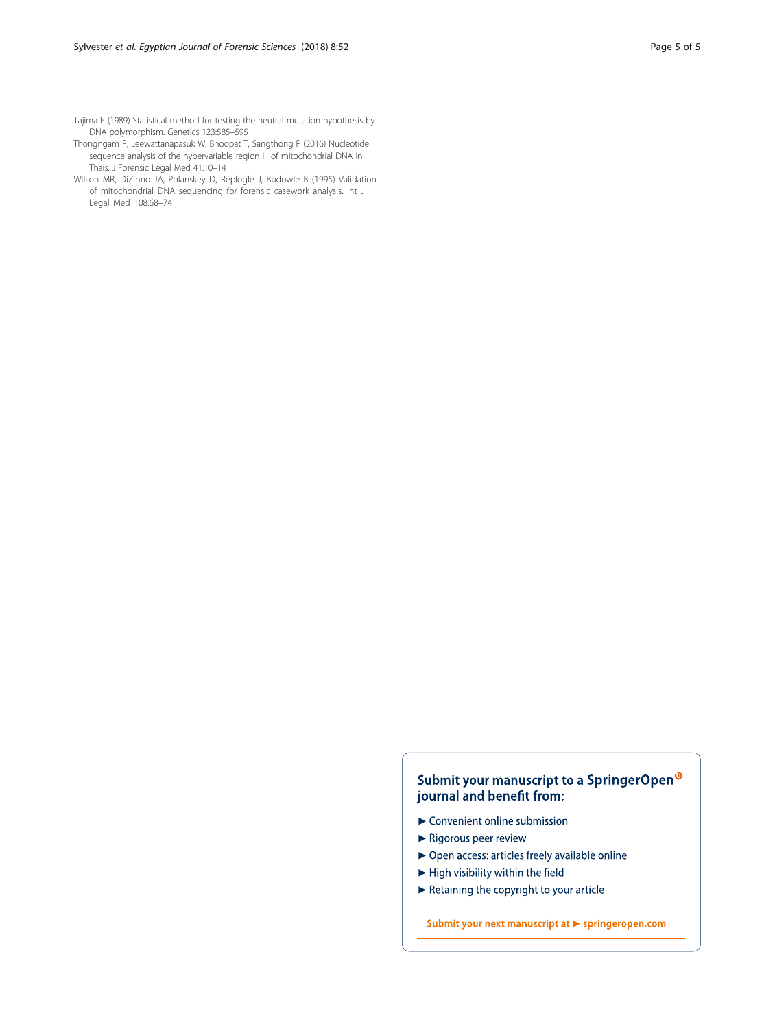Tajima F (1989) Statistical method for testing the neutral mutation hypothesis by DNA polymorphism. Genetics 123:585–595

Thongngam P, Leewattanapasuk W, Bhoopat T, Sangthong P (2016) Nucleotide sequence analysis of the hypervariable region III of mitochondrial DNA in Thais. J Forensic Legal Med 41:10–14

Wilson MR, DiZinno JA, Polanskey D, Replogle J, Budowle B (1995) Validation of mitochondrial DNA sequencing for forensic casework analysis. Int J Legal Med 108:68–74

**Submit your manuscript to a SpringerOpen journal and benefit from:**

- ► Convenient online submission
- ► Rigorous peer review
- ► Open access: articles freely available online
- ► High visibility within the field
- ► Retaining the copyright to your article

**Submit your next manuscript at ► springeropen.com**